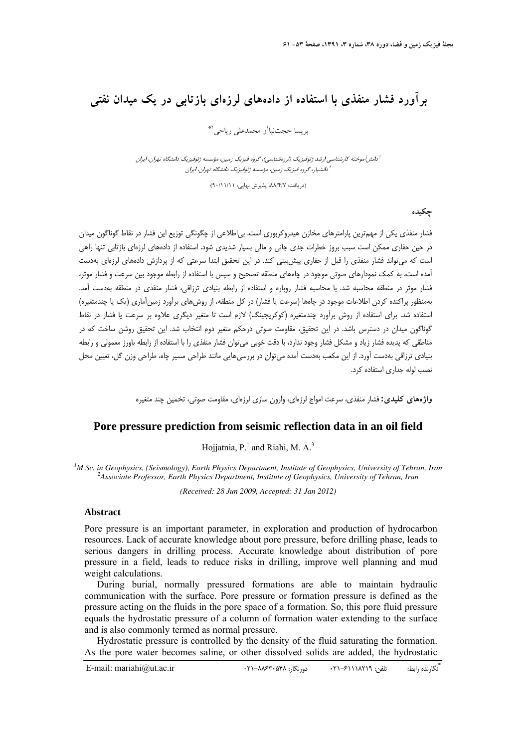# برآورد فشار منفذی با استفاده از داده‌های لرزه‌ای بازتابی در یک میدان نفتی

پریسا حجت‌نیا[1] و محمدعلی ریاحی[2*]

[1] دانش‌آموخته کارشناسی ارشد ژئوفیزیک (لرزه‌شناسی)، گروه فیزیک زمین، مؤسسه ژئوفیزیک دانشگاه تهران، ایران
[2] دانشیار، گروه فیزیک زمین، مؤسسه ژئوفیزیک دانشگاه تهران، ایران

(دریافت: ۸۸/۴/۷، پذیرش نهایی: ۹۰/۱۱/۱۱)

## چکیده

فشار منفذی یکی از مهم‌ترین پارامترهای مخازن هیدروکربوری است. بی‌اطلاعی از چگونگی توزیع این فشار در نقاط گوناگون میدان در حین حفاری ممکن است سبب بروز خطرات جدی جانی و مالی بسیار شدیدی شود. استفاده از داده‌های لرزه‌ای بازتابی تنها راهی است که می‌تواند فشار منفذی را قبل از حفاری پیش‌بینی کند. در این تحقیق ابتدا سرعتی که از پردازش داده‌های لرزه‌ای به‌دست آمده است، به کمک نمودارهای صوتی موجود در چاه‌های منطقه تصحیح و سپس با استفاده از رابطه موجود بین سرعت و فشار موثر، فشار موثر در منطقه محاسبه شد. با محاسبه فشار روباره و استفاده از رابطه بنیادی ترزاقی، فشار منفذی در منطقه به‌دست آمد. به‌منظور پراکنده کردن اطلاعات موجود در چاه‌ها (سرعت یا فشار) در کل منطقه، از روش‌های برآورد زمین‌آماری (یک یا چندمتغیره) استفاده شد. برای استفاده از روش برآورد چندمتغیره (کوکریجینگ) لازم است تا متغیر دیگری علاوه بر سرعت یا فشار در نقاط گوناگون میدان در دسترس باشد. در این تحقیق، مقاومت صوتی درحکم متغیر دوم انتخاب شد. این تحقیق روشن ساخت که در مناطقی که پدیده فشار زیاد و مشکل فشار وجود ندارد، با دقت خوبی می‌توان فشار منفذی را با استفاده از رابطه باورز معمولی و رابطه بنیادی ترزاقی به‌دست آورد. از این مکعب به‌دست آمده می‌توان در بررسی‌هایی مانند طراحی مسیر چاه، طراحی وزن گل، تعیین محل نصب لوله جداری استفاده کرد.

**واژه‌های کلیدی:** فشار منفذی، سرعت امواج لرزه‌ای، وارون سازی لرزه‌ای، مقاومت صوتی، تخمین چند متغیره

## Pore pressure prediction from seismic reflection data in an oil field

Hojjatnia, P.[1] and Riahi, M. A.[3]

[1] *M.Sc. in Geophysics, (Seismology), Earth Physics Department, Institute of Geophysics, University of Tehran, Iran*
[2] *Associate Professor, Earth Physics Department, Institute of Geophysics, University of Tehran, Iran*

*(Received: 28 Jun 2009, Accepted: 31 Jan 2012)*

### Abstract

Pore pressure is an important parameter, in exploration and production of hydrocarbon resources. Lack of accurate knowledge about pore pressure, before drilling phase, leads to serious dangers in drilling process. Accurate knowledge about distribution of pore pressure in a field, leads to reduce risks in drilling, improve well planning and mud weight calculations.

During burial, normally pressured formations are able to maintain hydraulic communication with the surface. Pore pressure or formation pressure is defined as the pressure acting on the fluids in the pore space of a formation. So, this pore fluid pressure equals the hydrostatic pressure of a column of formation water extending to the surface and is also commonly termed as normal pressure.

Hydrostatic pressure is controlled by the density of the fluid saturating the formation. As the pore water becomes saline, or other dissolved solids are added, the hydrostatic

---

* نگارنده رابط: تلفن: ۶۱۱۱۸۲۱۹-۰۲۱ دورنگار: ۸۸۶۳۰۵۴۸-۰۲۱ E-mail: mariahi@ut.ac.ir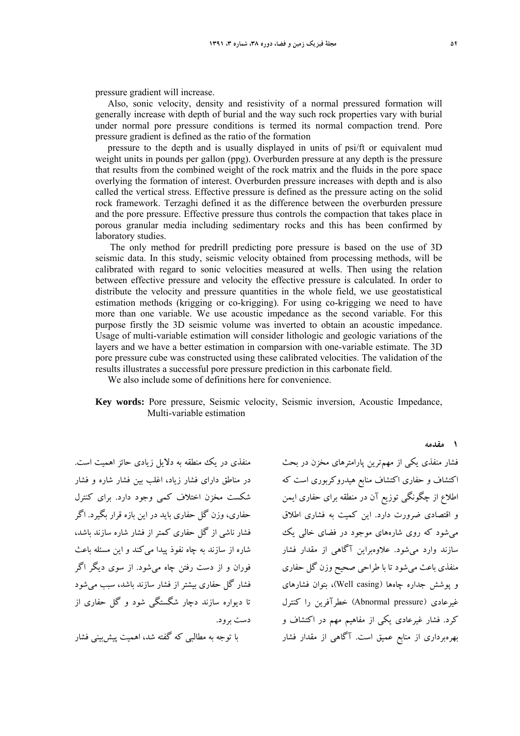pressure gradient will increase.

Also, sonic velocity, density and resistivity of a normal pressured formation will generally increase with depth of burial and the way such rock properties vary with burial under normal pore pressure conditions is termed its normal compaction trend. Pore pressure gradient is defined as the ratio of the formation pressure to the depth and is usually displayed in units of psi/ft or equivalent mud weight units in pounds per gallon (ppg). Overburden pressure at any depth is the pressure that results from the combined weight of the rock matrix and the fluids in the pore space overlying the formation of interest. Overburden pressure increases with depth and is also called the vertical stress. Effective pressure is defined as the pressure acting on the solid rock framework. Terzaghi defined it as the difference between the overburden pressure and the pore pressure. Effective pressure thus controls the compaction that takes place in porous granular media including sedimentary rocks and this has been confirmed by laboratory studies.

The only method for predrill predicting pore pressure is based on the use of 3D seismic data. In this study, seismic velocity obtained from processing methods, will be calibrated with regard to sonic velocities measured at wells. Then using the relation between effective pressure and velocity the effective pressure is calculated. In order to distribute the velocity and pressure quantities in the whole field, we use geostatistical estimation methods (krigging or co-krigging). For using co-krigging we need to have more than one variable. We use acoustic impedance as the second variable. For this purpose firstly the 3D seismic volume was inverted to obtain an acoustic impedance. Usage of multi-variable estimation will consider lithologic and geologic variations of the layers and we have a better estimation in comparsion with one-variable estimate. The 3D pore pressure cube was constructed using these calibrated velocities. The validation of the results illustrates a successful pore pressure prediction in this carbonate field.

We also include some of definitions here for convenience.

**Key words:** Pore pressure, Seismic velocity, Seismic inversion, Acoustic Impedance, Multi-variable estimation

## ۱ مقدمه

فشار منفذی یکی از مهم‌ترین پارامترهای مخزن در بحث اکتشاف و حفاری اکتشاف منابع هیدروکربوری است که اطلاع از چگونگی توزیع آن در منطقه برای حفاری ایمن و اقتصادی ضرورت دارد. این کمیت به فشاری اطلاق می‌شود که روی شاره‌های موجود در فضای خالی یک سازند وارد می‌شود. علاوه‌براین آگاهی از مقدار فشار منفذی باعث می‌شود تا با طراحی صحیح وزن گل حفاری و پوشش جداره چاه‌ها (Well casing)، بتوان فشارهای غیرعادی (Abnormal pressure) خطرآفرین را کنترل کرد. فشار غیرعادی یکی از مفاهیم مهم در اکتشاف و بهره‌برداری از منابع عمیق است. آگاهی از مقدار فشار منفذی در یک منطقه به دلایل زیادی حائز اهمیت است. در مناطق دارای فشار زیاد، اغلب بین فشار شاره و فشار شکست مخزن اختلاف کمی وجود دارد. برای کنترل حفاری، وزن گل حفاری باید در این بازه قرار بگیرد. اگر فشار ناشی از گل حفاری کمتر از فشار شاره سازند باشد، شاره از سازند به چاه نفوذ پیدا می‌کند و این مسئله باعث فوران و از دست رفتن چاه می‌شود. از سوی دیگر اگر فشار گل حفاری بیشتر از فشار سازند باشد، سبب می‌شود تا دیواره سازند دچار شکستگی شود و گل حفاری از دست برود.

با توجه به مطالبی که گفته شد، اهمیت پیش‌بینی فشار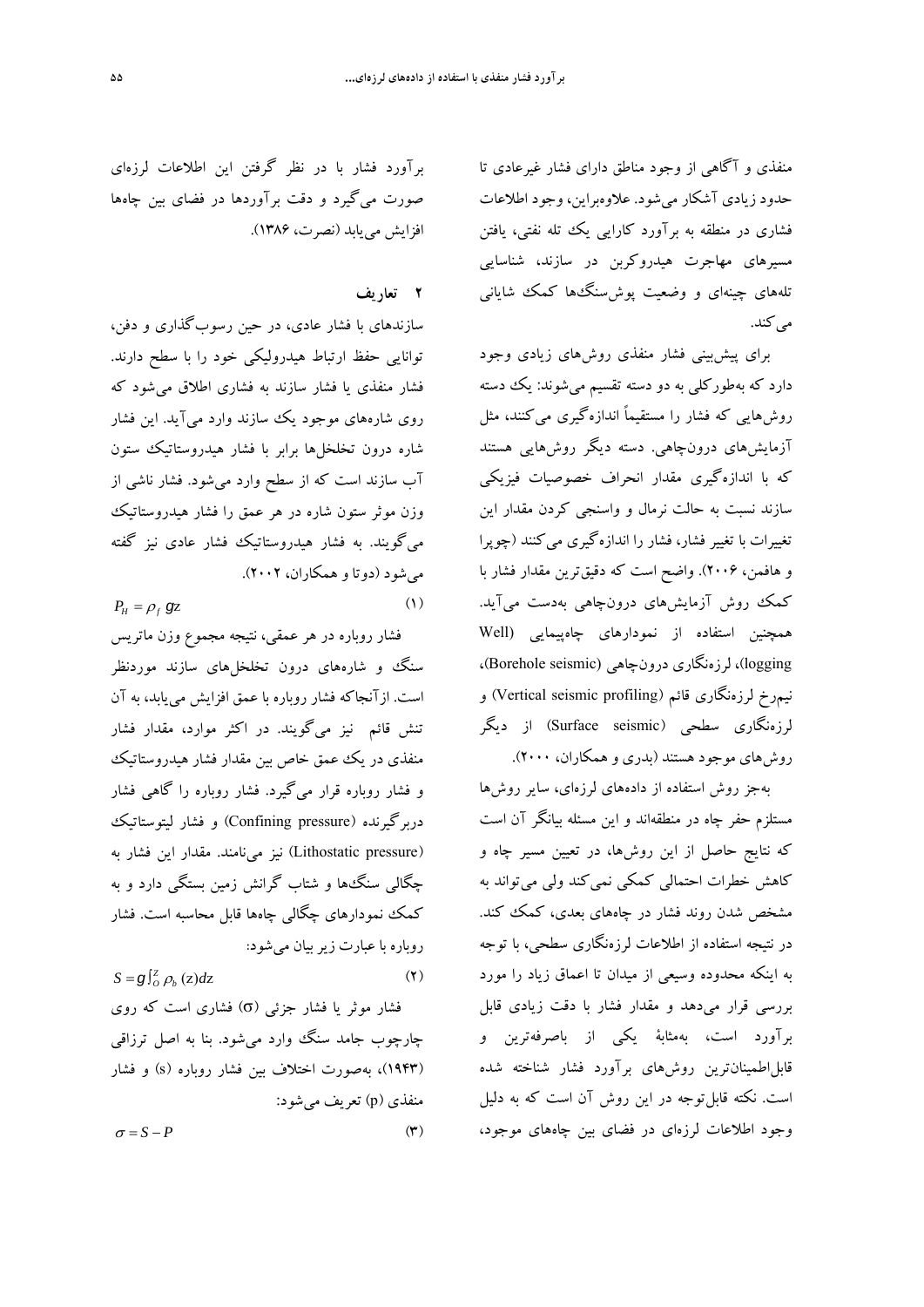منفذی و آگاهی از وجود مناطق دارای فشار غیرعادی تا حدود زیادی آشکار می‌شود. علاوه‌براین، وجود اطلاعات فشاری در منطقه به برآورد کارایی یک تله نفتی، یافتن مسیرهای مهاجرت هیدروکربن در سازند، شناسایی تله‌های چینه‌ای و وضعیت پوش‌سنگ‌ها کمک شایانی می‌کند.

برای پیش‌بینی فشار منفذی روش‌های زیادی وجود دارد که به‌طورکلی به دو دسته تقسیم می‌شوند: یک دسته روش‌هایی که فشار را مستقیماً اندازه‌گیری می‌کنند، مثل آزمایش‌های درون‌چاهی. دسته دیگر روش‌هایی هستند که با اندازه‌گیری مقدار انحراف خصوصیات فیزیکی سازند نسبت به حالت نرمال و واسنجی کردن مقدار این تغییرات با تغییر فشار، فشار را اندازه‌گیری می‌کنند (چوپرا و هافمن، ۲۰۰۶). واضح است که دقیق‌ترین مقدار فشار با کمک روش آزمایش‌های درون‌چاهی به‌دست می‌آید. همچنین استفاده از نمودارهای چاه‌پیمایی (Well logging)، لرزه‌نگاری درون‌چاهی (Borehole seismic)، نیم‌رخ لرزه‌نگاری قائم (Vertical seismic profiling) و لرزه‌نگاری سطحی (Surface seismic) از دیگر روش‌های موجود هستند (بدری و همکاران، ۲۰۰۰).

به‌جز روش استفاده از داده‌های لرزه‌ای، سایر روش‌ها مستلزم حفر چاه در منطقه‌اند و این مسئله بیانگر آن است که نتایج حاصل از این روش‌ها، در تعیین مسیر چاه و کاهش خطرات احتمالی کمکی نمی‌کند ولی می‌تواند به مشخص شدن روند فشار در چاه‌های بعدی، کمک کند. در نتیجه استفاده از اطلاعات لرزه‌نگاری سطحی، با توجه به اینکه محدوده وسیعی از میدان تا اعماق زیاد را مورد بررسی قرار می‌دهد و مقدار فشار با دقت زیادی قابل برآورد است، به‌مثابهٔ یکی از باصرفه‌ترین و قابل‌اطمینان‌ترین روش‌های برآورد فشار شناخته شده است. نکته قابل‌توجه در این روش آن است که به دلیل وجود اطلاعات لرزه‌ای در فضای بین چاه‌های موجود، برآورد فشار با در نظر گرفتن این اطلاعات لرزه‌ای صورت می‌گیرد و دقت برآوردها در فضای بین چاه‌ها افزایش می‌یابد (نصرت، ۱۳۸۶).

## ۲ تعاریف

سازندهای با فشار عادی، در حین رسوب‌گذاری و دفن، توانایی حفظ ارتباط هیدرولیکی خود را با سطح دارند. فشار منفذی یا فشار سازند به فشاری اطلاق می‌شود که روی شاره‌های موجود یک سازند وارد می‌آید. این فشار شاره درون تخلخل‌ها برابر با فشار هیدروستاتیک ستون آب سازند است که از سطح وارد می‌شود. فشار ناشی از وزن موثر ستون شاره در هر عمق را فشار هیدروستاتیک می‌گویند. به فشار هیدروستاتیک فشار عادی نیز گفته می‌شود (دوتا و همکاران، ۲۰۰۲).

$$P_H = \rho_f \, g z \qquad (۱)$$

فشار روباره در هر عمقی، نتیجه مجموع وزن ماتریس سنگ و شاره‌های درون تخلخل‌های سازند موردنظر است. ازآنجاکه فشار روباره با عمق افزایش می‌یابد، به آن تنش قائم نیز می‌گویند. در اکثر موارد، مقدار فشار منفذی در یک عمق خاص بین مقدار فشار هیدروستاتیک و فشار روباره قرار می‌گیرد. فشار روباره را گاهی فشار دربرگیرنده (Confining pressure) و فشار لیتوستاتیک (Lithostatic pressure) نیز می‌نامند. مقدار این فشار به چگالی سنگ‌ها و شتاب گرانش زمین بستگی دارد و به کمک نمودارهای چگالی چاه‌ها قابل محاسبه است. فشار روباره با عبارت زیر بیان می‌شود:

$$S = g \int_O^Z \rho_b \, (z) dz \qquad (۲)$$

فشار موثر یا فشار جزئی ($\sigma$) فشاری است که روی چارچوب جامد سنگ وارد می‌شود. بنا به اصل ترزاقی (۱۹۴۳)، به‌صورت اختلاف بین فشار روباره (s) و فشار منفذی (p) تعریف می‌شود:

$$\sigma = S - P \qquad (۳)$$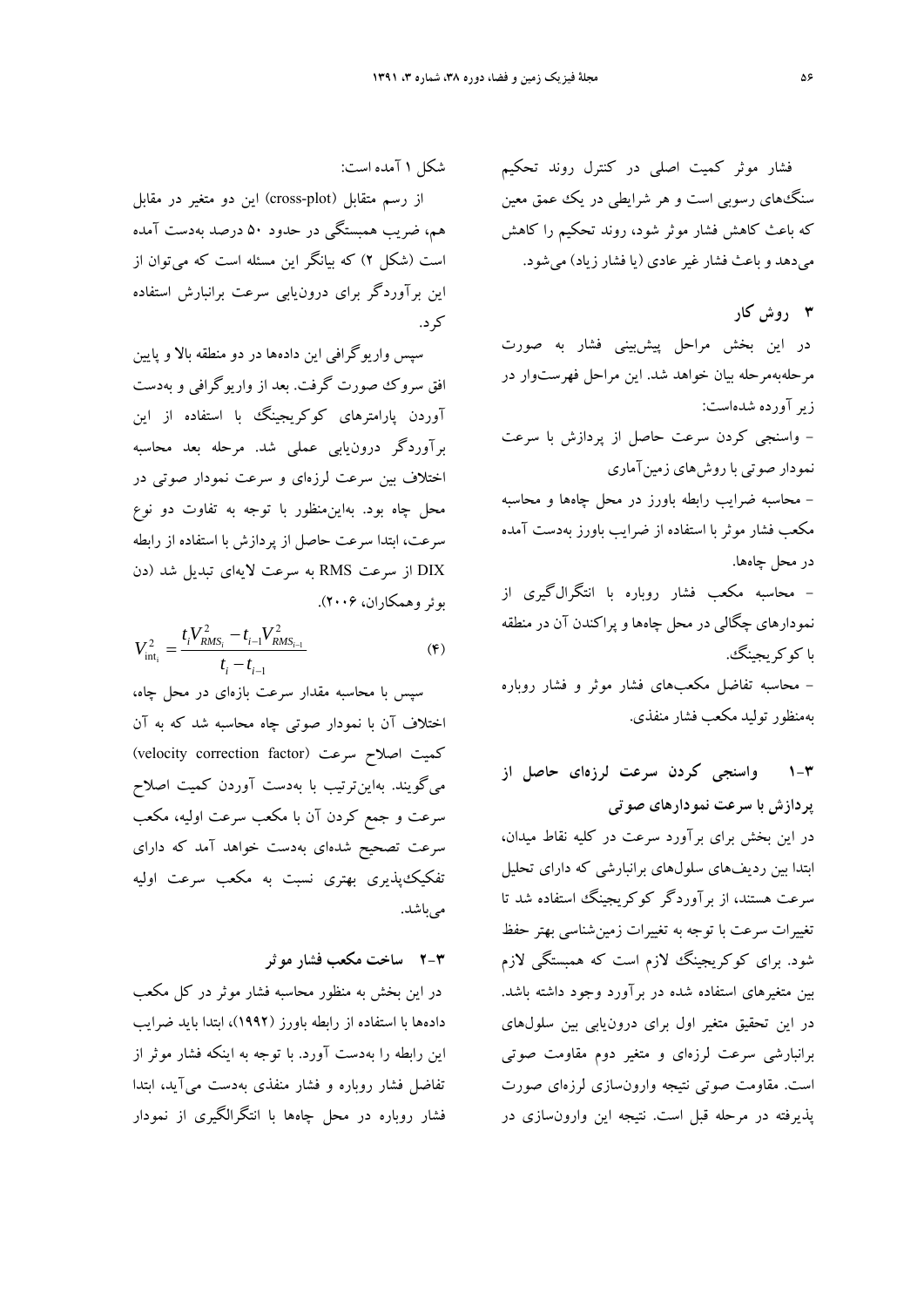فشار موثر کمیت اصلی در کنترل روند تحکیم سنگ‌های رسوبی است و هر شرایطی در یک عمق معین که باعث کاهش فشار موثر شود، روند تحکیم را کاهش می‌دهد و باعث فشار غیر عادی (یا فشار زیاد) می‌شود.

## ۳ روش کار

در این بخش مراحل پیش‌بینی فشار به صورت مرحله‌به‌مرحله بیان خواهد شد. این مراحل فهرست‌وار در زیر آورده شده‌است:

- واسنجی کردن سرعت حاصل از پردازش با سرعت نمودار صوتی با روش‌های زمین‌آماری
- محاسبه ضرایب رابطه باورز در محل چاه‌ها و محاسبه مکعب فشار موثر با استفاده از ضرایب باورز به‌دست آمده در محل چاه‌ها.
- محاسبه مکعب فشار روباره با انتگرال‌گیری از نمودارهای چگالی در محل چاه‌ها و پراکندن آن در منطقه با کوکریجینگ.
- محاسبه تفاضل مکعب‌های فشار موثر و فشار روباره به‌منظور تولید مکعب فشار منفذی.

### ۳-۱ واسنجی کردن سرعت لرزه‌ای حاصل از پردازش با سرعت نمودارهای صوتی

در این بخش برای برآورد سرعت در کلیه نقاط میدان، ابتدا بین ردیف‌های سلول‌های برانبارشی که دارای تحلیل سرعت هستند، از برآوردگر کوکریجینگ استفاده شد تا تغییرات سرعت با توجه به تغییرات زمین‌شناسی بهتر حفظ شود. برای کوکریجینگ لازم است که همبستگی لازم بین متغیرهای استفاده شده در برآورد وجود داشته باشد. در این تحقیق متغیر اول برای درون‌یابی بین سلول‌های برانبارشی سرعت لرزه‌ای و متغیر دوم مقاومت صوتی است. مقاومت صوتی نتیجه وارون‌سازی لرزه‌ای صورت پذیرفته در مرحله قبل است. نتیجه این وارون‌سازی در شکل ۱ آمده است:

از رسم متقابل (cross-plot) این دو متغیر در مقابل هم، ضریب همبستگی در حدود ۵۰ درصد به‌دست آمده است (شکل ۲) که بیانگر این مسئله است که می‌توان از این برآوردگر برای درون‌یابی سرعت برانبارش استفاده کرد.

سپس واریوگرافی این داده‌ها در دو منطقه بالا و پایین افق سروک صورت گرفت. بعد از واریوگرافی و به‌دست آوردن پارامترهای کوکریجینگ با استفاده از این برآوردگر درون‌یابی عملی شد. مرحله بعد محاسبه اختلاف بین سرعت لرزه‌ای و سرعت نمودار صوتی در محل چاه بود. به‌این‌منظور با توجه به تفاوت دو نوع سرعت، ابتدا سرعت حاصل از پردازش با استفاده از رابطه DIX از سرعت RMS به سرعت لایه‌ای تبدیل شد (دن بوئر وهمکاران، ۲۰۰۶).

$$V_{\text{int}_i}^2 = \frac{t_i V_{RMS_i}^2 - t_{i-1} V_{RMS_{i-1}}^2}{t_i - t_{i-1}} \quad (۴)$$

سپس با محاسبه مقدار سرعت بازه‌ای در محل چاه، اختلاف آن با نمودار صوتی چاه محاسبه شد که به آن کمیت اصلاح سرعت (velocity correction factor) می‌گویند. به‌این‌ترتیب با به‌دست آوردن کمیت اصلاح سرعت و جمع کردن آن با مکعب سرعت اولیه، مکعب سرعت تصحیح شده‌ای به‌دست خواهد آمد که دارای تفکیک‌پذیری بهتری نسبت به مکعب سرعت اولیه می‌باشد.

### ۳-۲ ساخت مکعب فشار موثر

در این بخش به منظور محاسبه فشار موثر در کل مکعب داده‌ها با استفاده از رابطه باورز (۱۹۹۲)، ابتدا باید ضرایب این رابطه را به‌دست آورد. با توجه به اینکه فشار موثر از تفاضل فشار روباره و فشار منفذی به‌دست می‌آید، ابتدا فشار روباره در محل چاه‌ها با انتگرالگیری از نمودار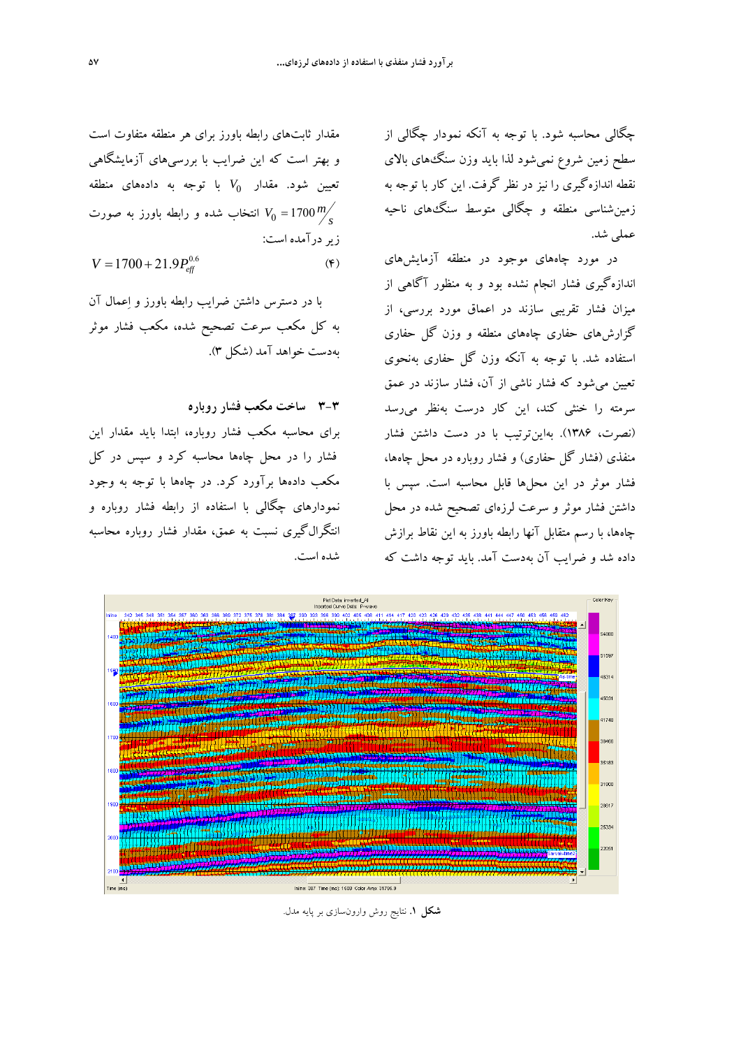چگالی محاسبه شود. با توجه به آنکه نمودار چگالی از سطح زمین شروع نمی‌شود لذا باید وزن سنگ‌های بالای نقطه اندازه‌گیری را نیز در نظر گرفت. این کار با توجه به زمین‌شناسی منطقه و چگالی متوسط سنگ‌های ناحیه عملی شد.

در مورد چاه‌های موجود در منطقه آزمایش‌های اندازه‌گیری فشار انجام نشده بود و به منظور آگاهی از میزان فشار تقریبی سازند در اعماق مورد بررسی، از گزارش‌های حفاری چاه‌های منطقه و وزن گل حفاری استفاده شد. با توجه به آنکه وزن گل حفاری به‌نحوی تعیین می‌شود که فشار ناشی از آن، فشار سازند در عمق سرمته را خنثی کند، این کار درست به‌نظر می‌رسد (نصرت، ۱۳۸۶). به‌این‌ترتیب با در دست داشتن فشار منفذی (فشار گل حفاری) و فشار روباره در محل چاه‌ها، فشار موثر در این محل‌ها قابل محاسبه است. سپس با داشتن فشار موثر و سرعت لرزه‌ای تصحیح شده در محل چاه‌ها، با رسم متقابل آنها رابطه باورز به این نقاط برازش داده شد و ضرایب آن به‌دست آمد. باید توجه داشت که مقدار ثابت‌های رابطه باورز برای هر منطقه متفاوت است و بهتر است که این ضرایب با بررسی‌های آزمایشگاهی تعیین شود. مقدار $V_0$ با توجه به داده‌های منطقه $V_0 = 1700 \, m/s$ انتخاب شده و رابطه باورز به صورت زیر درآمده است:

$$V = 1700 + 21.9 P_{eff}^{0.6} \tag{۴}$$

با در دسترس داشتن ضرایب رابطه باورز و اِعمال آن به کل مکعب سرعت تصحیح شده، مکعب فشار موثر به‌دست خواهد آمد (شکل ۳).

### ۳-۳ ساخت مکعب فشار روباره

برای محاسبه مکعب فشار روباره، ابتدا باید مقدار این فشار را در محل چاه‌ها محاسبه کرد و سپس در کل مکعب داده‌ها برآورد کرد. در چاه‌ها با توجه به وجود نمودارهای چگالی با استفاده از رابطه فشار روباره و انتگرال‌گیری نسبت به عمق، مقدار فشار روباره محاسبه شده است.

**شکل ۱.** نتایج روش وارون‌سازی بر پایه مدل.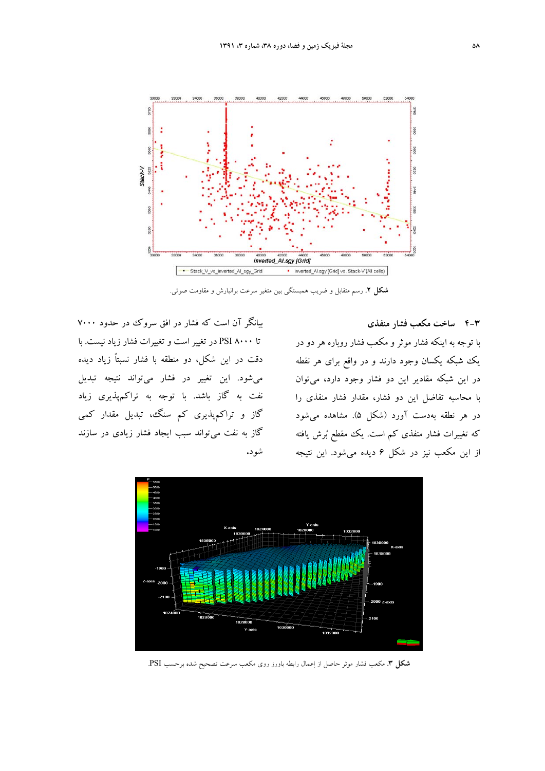شکل ۲. رسم متقابل و ضریب همبستگی بین متغیر سرعت برانبارش و مقاومت صوتی.

### ۳-۴ ساخت مکعب فشار منفذی

با توجه به اینکه فشار موثر و مکعب فشار روباره هر دو در یک شبکه یکسان وجود دارند و در واقع برای هر نقطه در این شبکه مقادیر این دو فشار وجود دارد، می‌توان با محاسبه تفاضل این دو فشار، مقدار فشار منفذی را در هر نقطه به‌دست آورد (شکل ۵). مشاهده می‌شود که تغییرات فشار منفذی کم است. یک مقطع بُرش یافته از این مکعب نیز در شکل ۶ دیده می‌شود. این نتیجه بیانگر آن است که فشار در افق سروک در حدود ۷۰۰۰ تا ۸۰۰۰ PSI در تغییر است و تغییرات فشار زیاد نیست. با دقت در این شکل، دو منطقه با فشار نسبتاً زیاد دیده می‌شود. این تغییر در فشار می‌تواند نتیجه تبدیل نفت به گاز باشد. با توجه به تراکم‌پذیری زیاد گاز و تراکم‌پذیری کم سنگ، تبدیل مقدار کمی گاز به نفت می‌تواند سبب ایجاد فشار زیادی در سازند شود.

شکل ۳. مکعب فشار موثر حاصل از اِعمال رابطه باورز روی مکعب سرعت تصحیح شده برحسب PSI.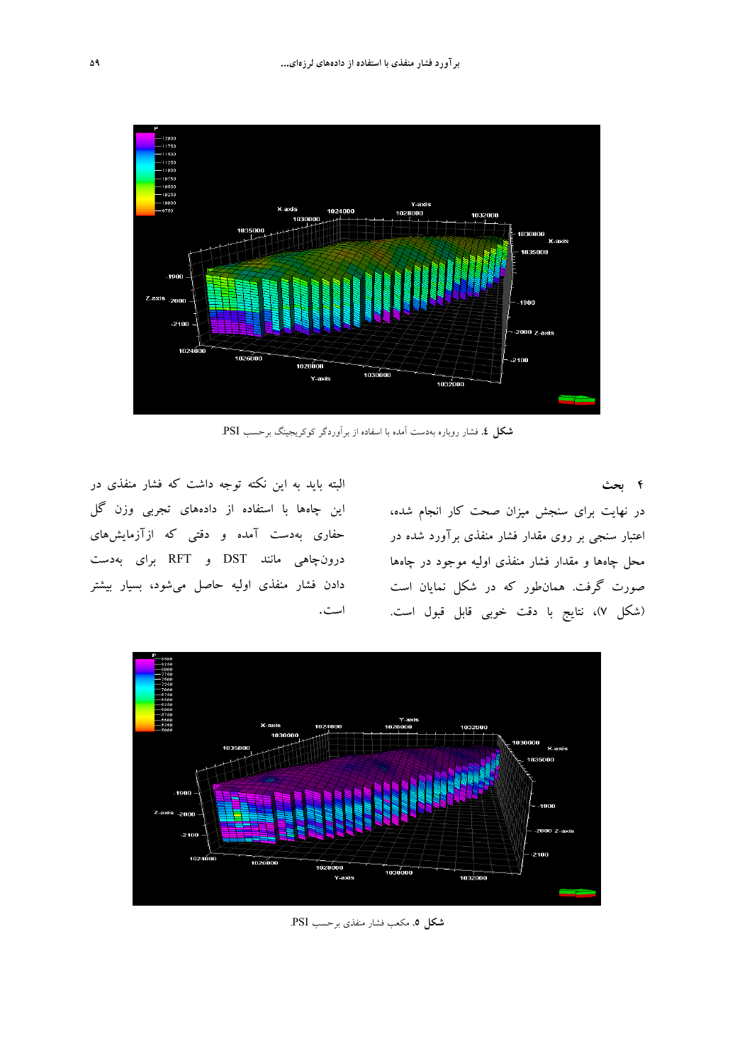شکل ٤. فشار روباره به‌دست آمده با استفاده از برآوردگر کوکریجینگ برحسب PSI.

## ۴ بحث

در نهایت برای سنجش میزان صحت کار انجام شده، اعتبار سنجی بر روی مقدار فشار منفذی برآورد شده در محل چاه‌ها و مقدار فشار منفذی اولیه موجود در چاه‌ها صورت گرفت. همان‌طور که در شکل نمایان است (شکل ۷)، نتایج با دقت خوبی قابل قبول است.

البته باید به این نکته توجه داشت که فشار منفذی در این چاه‌ها با استفاده از داده‌های تجربی وزن گل حفاری به‌دست آمده و دقتی که ازآزمایش‌های درون‌چاهی مانند DST و RFT برای به‌دست دادن فشار منفذی اولیه حاصل می‌شود، بسیار بیشتر است.

شکل ۵. مکعب فشار منفذی برحسب PSI.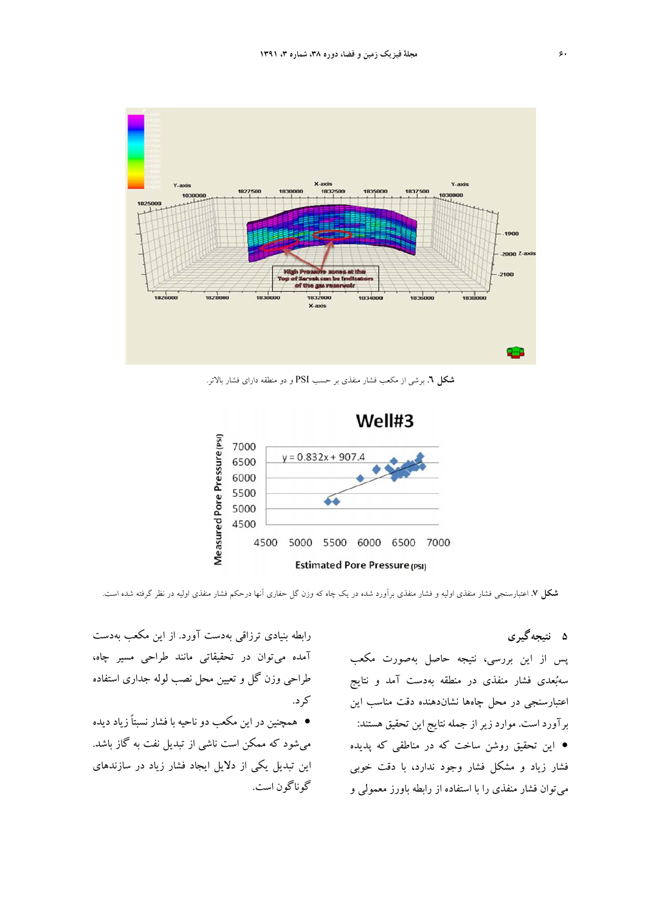**شکل ۶.** برشی از مکعب فشار منفذی بر حسب PSI و دو منطقه دارای فشار بالاتر.

**شکل ۷.** اعتبارسنجی فشار منفذی اولیه و فشار منفذی برآورد شده در یک چاه که وزن گل حفاری آنها درحکم فشار منفذی اولیه در نظر گرفته شده است.

## ۵ نتیجه‌گیری

پس از این بررسی، نتیجه حاصل به‌صورت مکعب سه‌بُعدی فشار منفذی در منطقه به‌دست آمد و نتایج اعتبارسنجی در محل چاه‌ها نشان‌دهنده دقت مناسب این برآورد است. موارد زیر از جمله نتایج این تحقیق هستند:

- این تحقیق روشن ساخت که در مناطقی که پدیده فشار زیاد و مشکل فشار وجود ندارد، با دقت خوبی می‌توان فشار منفذی را با استفاده از رابطه باورز معمولی و رابطه بنیادی تزاقی به‌دست آورد. از این مکعب به‌دست آمده می‌توان در تحقیقاتی مانند طراحی مسیر چاه، طراحی وزن گل و تعیین محل نصب لوله جداری استفاده کرد.
- همچنین در این مکعب دو ناحیه با فشار نسبتاً زیاد دیده می‌شود که ممکن است ناشی از تبدیل نفت به گاز باشد. این تبدیل یکی از دلایل ایجاد فشار زیاد در سازندهای گوناگون است.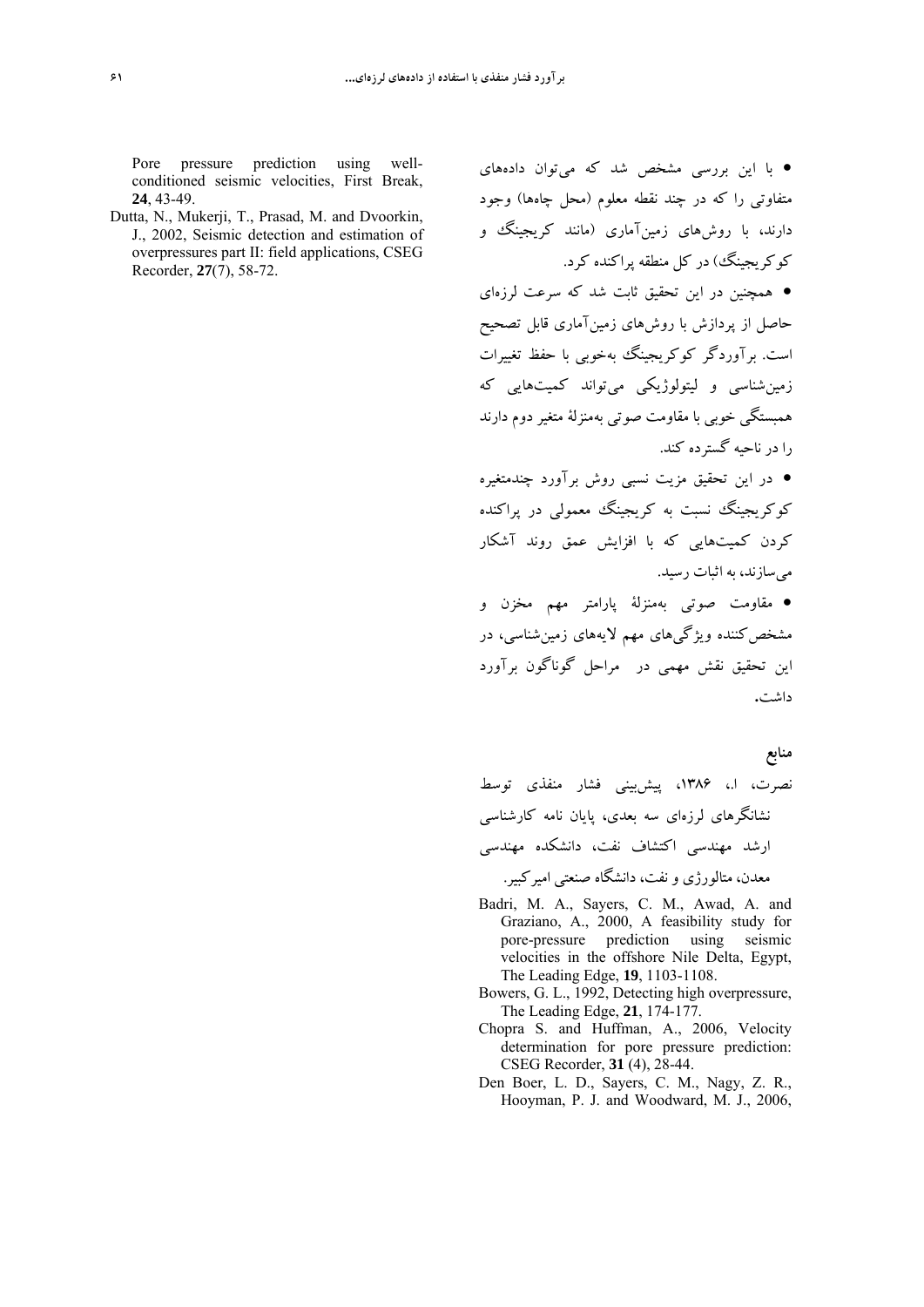- با این بررسی مشخص شد که می‌توان داده‌های متفاوتی را که در چند نقطه معلوم (محل چاه‌ها) وجود دارند، با روش‌های زمین‌آماری (مانند کریجینگ و کوکریجینگ) در کل منطقه پراکنده کرد.
- همچنین در این تحقیق ثابت شد که سرعت لرزه‌ای حاصل از پردازش با روش‌های زمین‌آماری قابل تصحیح است. برآوردگر کوکریجینگ به‌خوبی با حفظ تغییرات زمین‌شناسی و لیتولوژیکی می‌تواند کمیت‌هایی که همبستگی خوبی با مقاومت صوتی به‌منزلهٔ متغیر دوم دارند را در ناحیه گسترده کند.
- در این تحقیق مزیت نسبی روش برآورد چندمتغیره کوکریجینگ نسبت به کریجینگ معمولی در پراکنده کردن کمیت‌هایی که با افزایش عمق روند آشکار می‌سازند، به اثبات رسید.
- مقاومت صوتی به‌منزلهٔ پارامتر مهم مخزن و مشخص‌کننده ویژگی‌های مهم لایه‌های زمین‌شناسی، در این تحقیق نقش مهمی در مراحل گوناگون برآورد داشت.

## منابع

نصرت، ا.، ۱۳۸۶، پیش‌بینی فشار منفذی توسط نشانگرهای لرزه‌ای سه بعدی، پایان نامه کارشناسی ارشد مهندسی اکتشاف نفت، دانشکده مهندسی معدن، متالورژی و نفت، دانشگاه صنعتی امیرکبیر.

Badri, M. A., Sayers, C. M., Awad, A. and Graziano, A., 2000, A feasibility study for pore-pressure prediction using seismic velocities in the offshore Nile Delta, Egypt, The Leading Edge, **19**, 1103-1108.

Bowers, G. L., 1992, Detecting high overpressure, The Leading Edge, **21**, 174-177.

Chopra S. and Huffman, A., 2006, Velocity determination for pore pressure prediction: CSEG Recorder, **31** (4), 28-44.

Den Boer, L. D., Sayers, C. M., Nagy, Z. R., Hooyman, P. J. and Woodward, M. J., 2006, Pore pressure prediction using well-conditioned seismic velocities, First Break, **24**, 43-49.

Dutta, N., Mukerji, T., Prasad, M. and Dvoorkin, J., 2002, Seismic detection and estimation of overpressures part II: field applications, CSEG Recorder, **27**(7), 58-72.